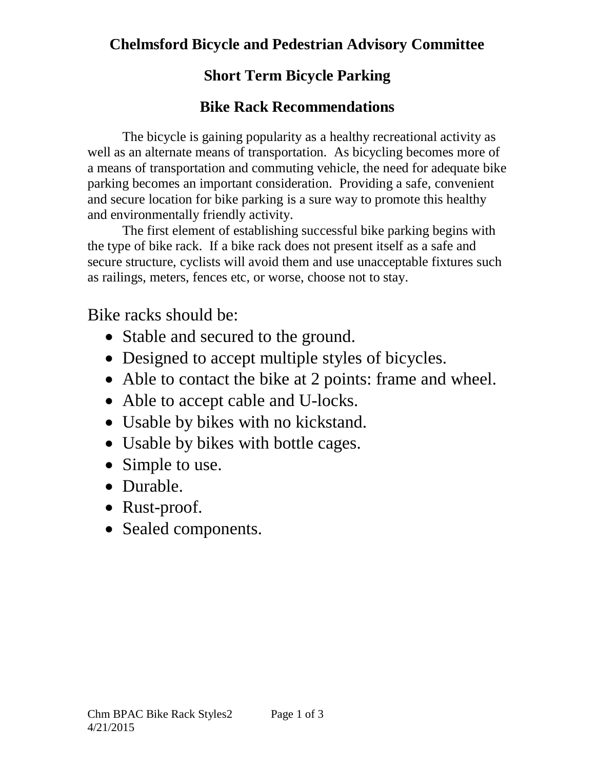# Chelmsford Bicycle and Pedestrian Advisory Committee

## Short Term Bicycle Parking

## Bike Rack Recommendations

The bicycle is gaining popularity as a healthy recreational activity as well as an alternate means of transportation. As bicycling becomes more of a means of transportation and commuting vehicle, the need for adequate bike parking becomes an important consideration. Providing a safe, convenient and secure location for bike parking is a sure way to promote this healthy and environmentally friendly activity.

The first element of establishing successful bike parking begins with the type of bike rack. If a bike rack does not present itself as a safe and secure structure, cyclists will avoid them and use unacceptable fixtures such as railings, meters, fences etc, or worse, choose not to stay.

Bike racks should be:

- Stable and secured to the ground.
- Designed to accept multiple styles of bicycles.
- Able to contact the bike at 2 points: frame and wheel.
- Able to accept cable and U-locks.
- Usable by bikes with no kickstand.
- Usable by bikes with bottle cages.
- Simple to use.
- Durable.
- Rust-proof.
- Sealed components.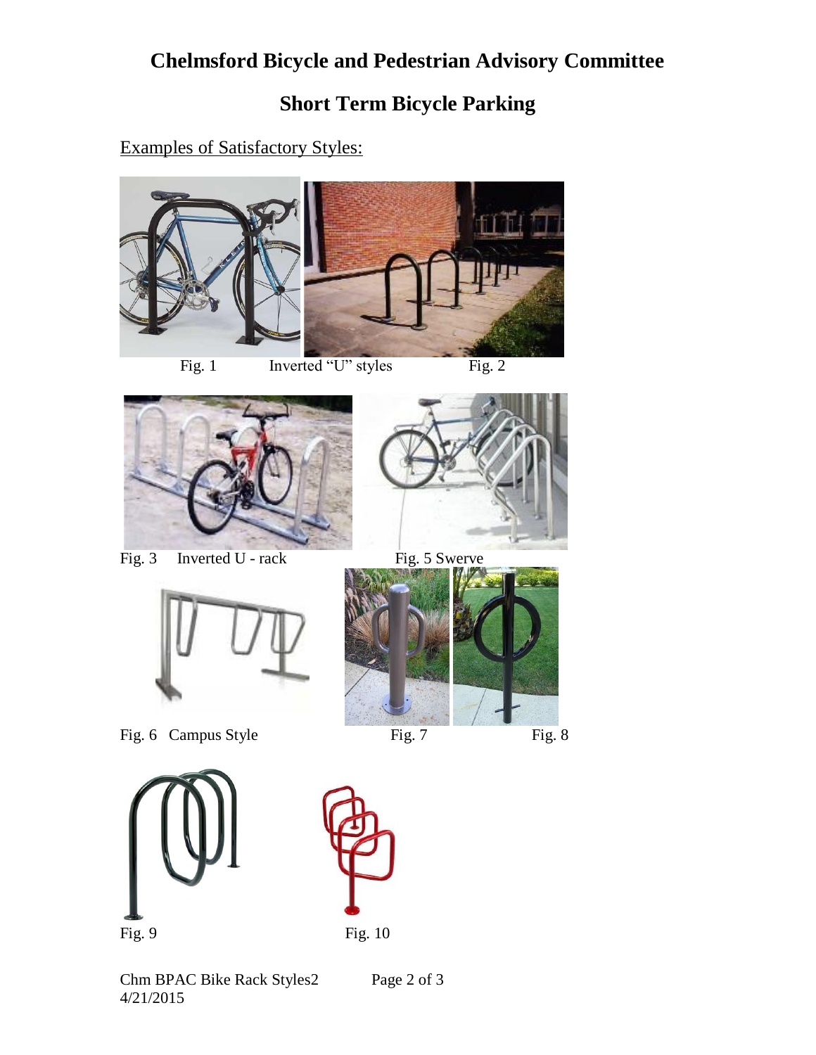# Chelmsford Bicycle and Pedestrian Advisory Committee

## Short Term Bicycle Parking

Examples of Satisfactory Styles:

Fig. 1 Inverted "U" styles Fig. 2

Fig. 3 Inverted U - rack

Fig. 5 Swerve

Fig. 6 Campus Style

Fig. 7

Fig. 8

Fig. 9

Fig. 10

Chm BPAC Bike Rack Styles2
4/21/2015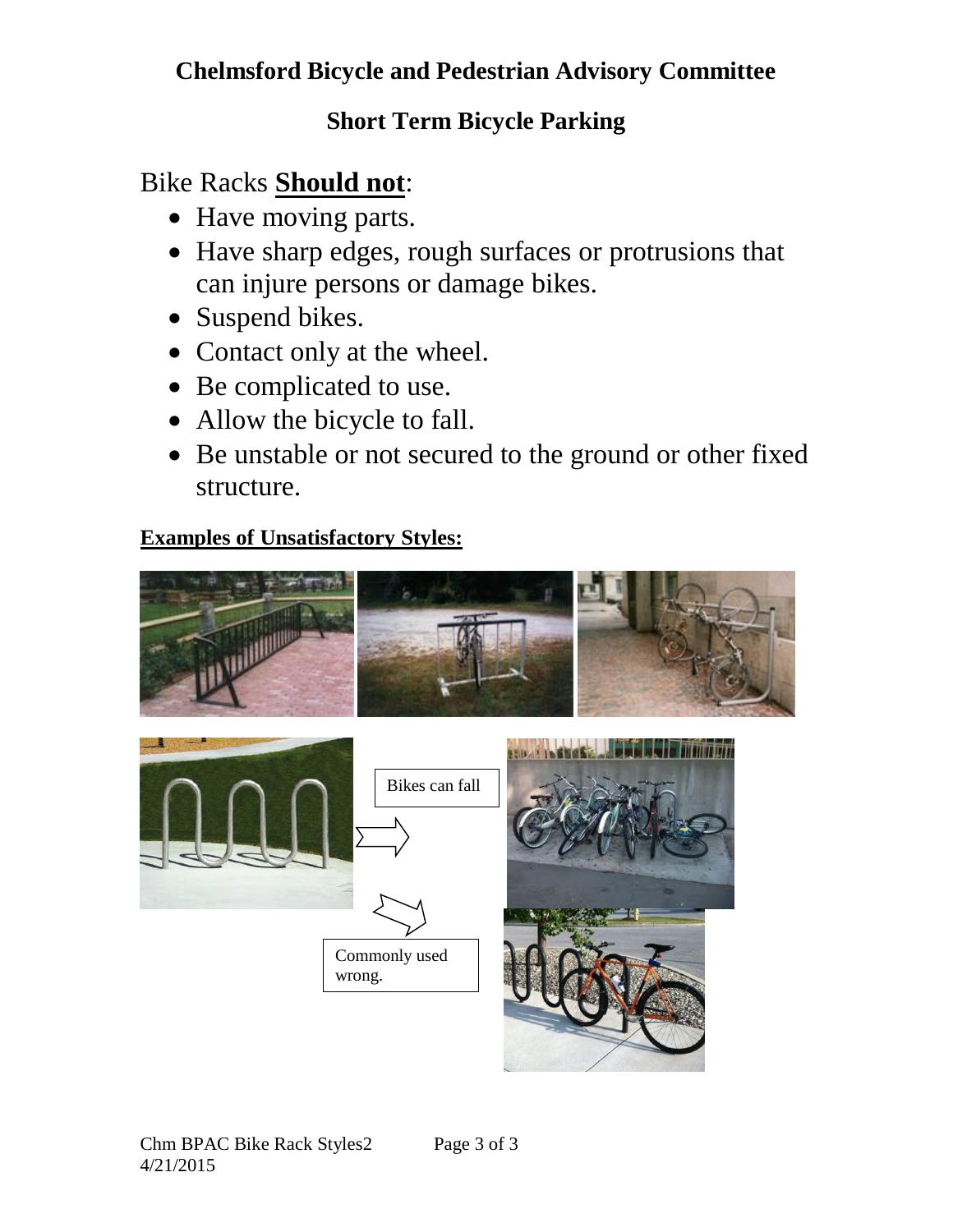**Chelmsford Bicycle and Pedestrian Advisory Committee**

**Short Term Bicycle Parking**

Bike Racks **Should not**:

- Have moving parts.
- Have sharp edges, rough surfaces or protrusions that can injure persons or damage bikes.
- Suspend bikes.
- Contact only at the wheel.
- Be complicated to use.
- Allow the bicycle to fall.
- Be unstable or not secured to the ground or other fixed structure.

**Examples of Unsatisfactory Styles:**

Bikes can fall

Commonly used wrong.